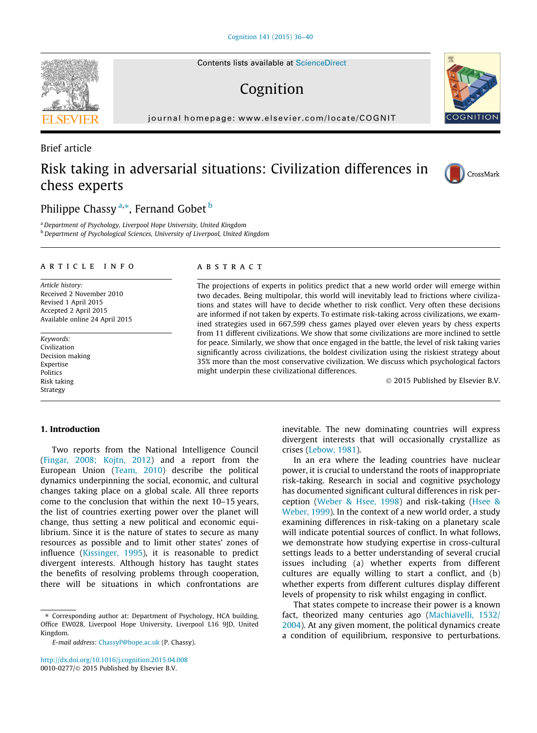Brief article

# Risk taking in adversarial situations: Civilization differences in chess experts

Philippe Chassy [a,*], Fernand Gobet [b]

[a] Department of Psychology, Liverpool Hope University, United Kingdom
[b] Department of Psychological Sciences, University of Liverpool, United Kingdom

## ARTICLE INFO

*Article history:*
Received 2 November 2010
Revised 1 April 2015
Accepted 2 April 2015
Available online 24 April 2015

*Keywords:*
Civilization
Decision making
Expertise
Politics
Risk taking
Strategy

## ABSTRACT

The projections of experts in politics predict that a new world order will emerge within two decades. Being multipolar, this world will inevitably lead to frictions where civilizations and states will have to decide whether to risk conflict. Very often these decisions are informed if not taken by experts. To estimate risk-taking across civilizations, we examined strategies used in 667,599 chess games played over eleven years by chess experts from 11 different civilizations. We show that some civilizations are more inclined to settle for peace. Similarly, we show that once engaged in the battle, the level of risk taking varies significantly across civilizations, the boldest civilization using the riskiest strategy about 35% more than the most conservative civilization. We discuss which psychological factors might underpin these civilizational differences.

© 2015 Published by Elsevier B.V.

## 1. Introduction

Two reports from the National Intelligence Council (Fingar, 2008; Kojtn, 2012) and a report from the European Union (Team, 2010) describe the political dynamics underpinning the social, economic, and cultural changes taking place on a global scale. All three reports come to the conclusion that within the next 10–15 years, the list of countries exerting power over the planet will change, thus setting a new political and economic equilibrium. Since it is the nature of states to secure as many resources as possible and to limit other states' zones of influence (Kissinger, 1995), it is reasonable to predict divergent interests. Although history has taught states the benefits of resolving problems through cooperation, there will be situations in which confrontations are inevitable. The new dominating countries will express divergent interests that will occasionally crystallize as crises (Lebow, 1981).

In an era where the leading countries have nuclear power, it is crucial to understand the roots of inappropriate risk-taking. Research in social and cognitive psychology has documented significant cultural differences in risk perception (Weber & Hsee, 1998) and risk-taking (Hsee & Weber, 1999). In the context of a new world order, a study examining differences in risk-taking on a planetary scale will indicate potential sources of conflict. In what follows, we demonstrate how studying expertise in cross-cultural settings leads to a better understanding of several crucial issues including (a) whether experts from different cultures are equally willing to start a conflict, and (b) whether experts from different cultures display different levels of propensity to risk whilst engaging in conflict.

That states compete to increase their power is a known fact, theorized many centuries ago (Machiavelli, 1532/2004). At any given moment, the political dynamics create a condition of equilibrium, responsive to perturbations.

* Corresponding author at: Department of Psychology, HCA building, Office EW028, Liverpool Hope University, Liverpool L16 9JD, United Kingdom.
E-mail address: ChassyP@hope.ac.uk (P. Chassy).

http://dx.doi.org/10.1016/j.cognition.2015.04.008
0010-0277/© 2015 Published by Elsevier B.V.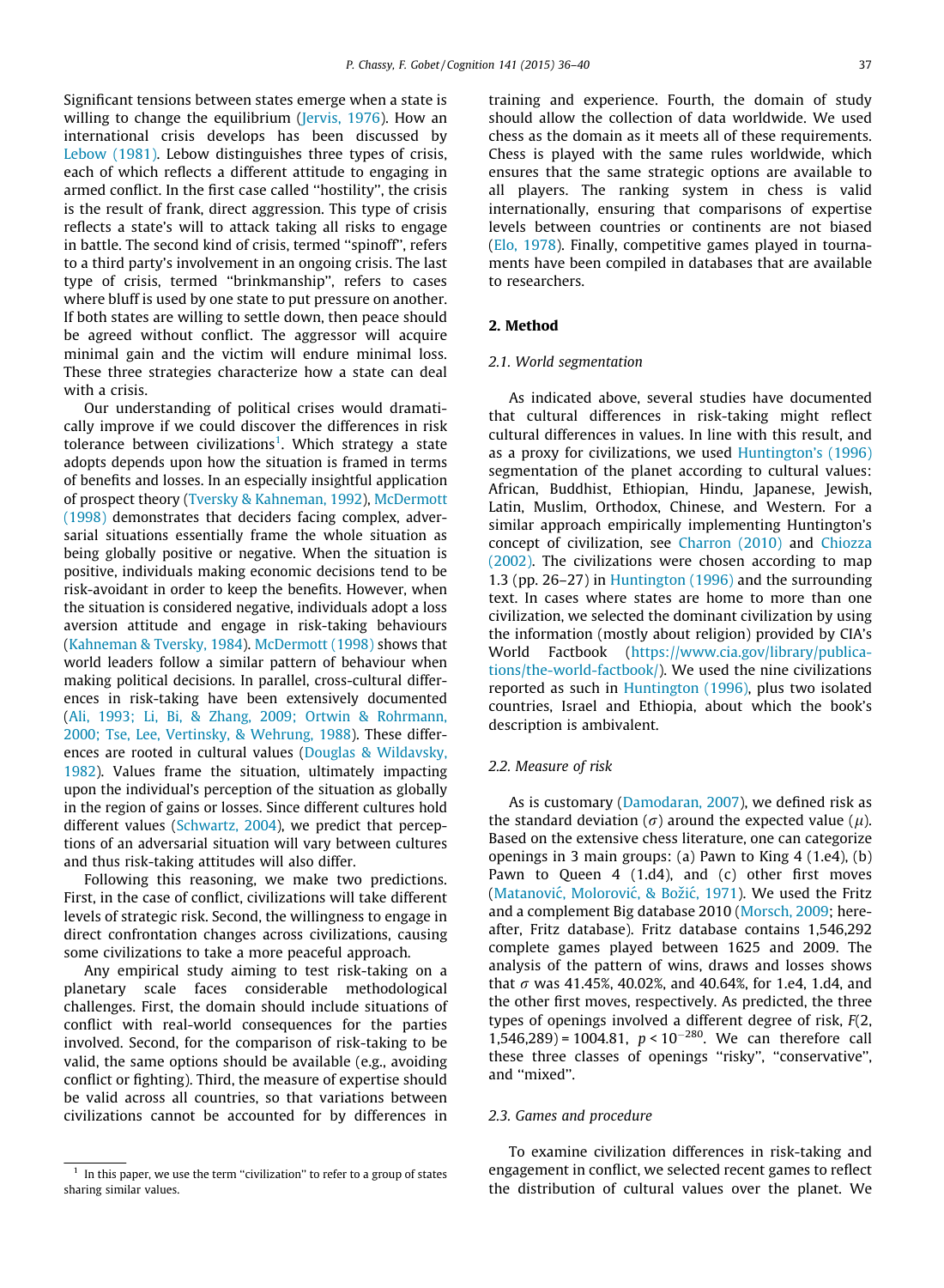Significant tensions between states emerge when a state is willing to change the equilibrium (Jervis, 1976). How an international crisis develops has been discussed by Lebow (1981). Lebow distinguishes three types of crisis, each of which reflects a different attitude to engaging in armed conflict. In the first case called ''hostility'', the crisis is the result of frank, direct aggression. This type of crisis reflects a state's will to attack taking all risks to engage in battle. The second kind of crisis, termed ''spinoff'', refers to a third party's involvement in an ongoing crisis. The last type of crisis, termed ''brinkmanship'', refers to cases where bluff is used by one state to put pressure on another. If both states are willing to settle down, then peace should be agreed without conflict. The aggressor will acquire minimal gain and the victim will endure minimal loss. These three strategies characterize how a state can deal with a crisis.

Our understanding of political crises would dramatically improve if we could discover the differences in risk tolerance between civilizations[1]. Which strategy a state adopts depends upon how the situation is framed in terms of benefits and losses. In an especially insightful application of prospect theory (Tversky & Kahneman, 1992), McDermott (1998) demonstrates that deciders facing complex, adversarial situations essentially frame the whole situation as being globally positive or negative. When the situation is positive, individuals making economic decisions tend to be risk-avoidant in order to keep the benefits. However, when the situation is considered negative, individuals adopt a loss aversion attitude and engage in risk-taking behaviours (Kahneman & Tversky, 1984). McDermott (1998) shows that world leaders follow a similar pattern of behaviour when making political decisions. In parallel, cross-cultural differences in risk-taking have been extensively documented (Ali, 1993; Li, Bi, & Zhang, 2009; Ortwin & Rohrmann, 2000; Tse, Lee, Vertinsky, & Wehrung, 1988). These differences are rooted in cultural values (Douglas & Wildavsky, 1982). Values frame the situation, ultimately impacting upon the individual's perception of the situation as globally in the region of gains or losses. Since different cultures hold different values (Schwartz, 2004), we predict that perceptions of an adversarial situation will vary between cultures and thus risk-taking attitudes will also differ.

Following this reasoning, we make two predictions. First, in the case of conflict, civilizations will take different levels of strategic risk. Second, the willingness to engage in direct confrontation changes across civilizations, causing some civilizations to take a more peaceful approach.

Any empirical study aiming to test risk-taking on a planetary scale faces considerable methodological challenges. First, the domain should include situations of conflict with real-world consequences for the parties involved. Second, for the comparison of risk-taking to be valid, the same options should be available (e.g., avoiding conflict or fighting). Third, the measure of expertise should be valid across all countries, so that variations between civilizations cannot be accounted for by differences in training and experience. Fourth, the domain of study should allow the collection of data worldwide. We used chess as the domain as it meets all of these requirements. Chess is played with the same rules worldwide, which ensures that the same strategic options are available to all players. The ranking system in chess is valid internationally, ensuring that comparisons of expertise levels between countries or continents are not biased (Elo, 1978). Finally, competitive games played in tournaments have been compiled in databases that are available to researchers.

## 2. Method

### 2.1. World segmentation

As indicated above, several studies have documented that cultural differences in risk-taking might reflect cultural differences in values. In line with this result, and as a proxy for civilizations, we used Huntington's (1996) segmentation of the planet according to cultural values: African, Buddhist, Ethiopian, Hindu, Japanese, Jewish, Latin, Muslim, Orthodox, Chinese, and Western. For a similar approach empirically implementing Huntington's concept of civilization, see Charron (2010) and Chiozza (2002). The civilizations were chosen according to map 1.3 (pp. 26–27) in Huntington (1996) and the surrounding text. In cases where states are home to more than one civilization, we selected the dominant civilization by using the information (mostly about religion) provided by CIA's World Factbook (https://www.cia.gov/library/publications/the-world-factbook/). We used the nine civilizations reported as such in Huntington (1996), plus two isolated countries, Israel and Ethiopia, about which the book's description is ambivalent.

### 2.2. Measure of risk

As is customary (Damodaran, 2007), we defined risk as the standard deviation ($\sigma$) around the expected value ($\mu$). Based on the extensive chess literature, one can categorize openings in 3 main groups: (a) Pawn to King 4 (1.e4), (b) Pawn to Queen 4 (1.d4), and (c) other first moves (Matanović, Molorović, & Božić, 1971). We used the Fritz and a complement Big database 2010 (Morsch, 2009; hereafter, Fritz database). Fritz database contains 1,546,292 complete games played between 1625 and 2009. The analysis of the pattern of wins, draws and losses shows that $\sigma$ was 41.45%, 40.02%, and 40.64%, for 1.e4, 1.d4, and the other first moves, respectively. As predicted, the three types of openings involved a different degree of risk, $F(2, 1{,}546{,}289) = 1004.81$, $p < 10^{-280}$. We can therefore call these three classes of openings ''risky'', ''conservative'', and ''mixed''.

### 2.3. Games and procedure

To examine civilization differences in risk-taking and engagement in conflict, we selected recent games to reflect the distribution of cultural values over the planet. We

[1] In this paper, we use the term ''civilization'' to refer to a group of states sharing similar values.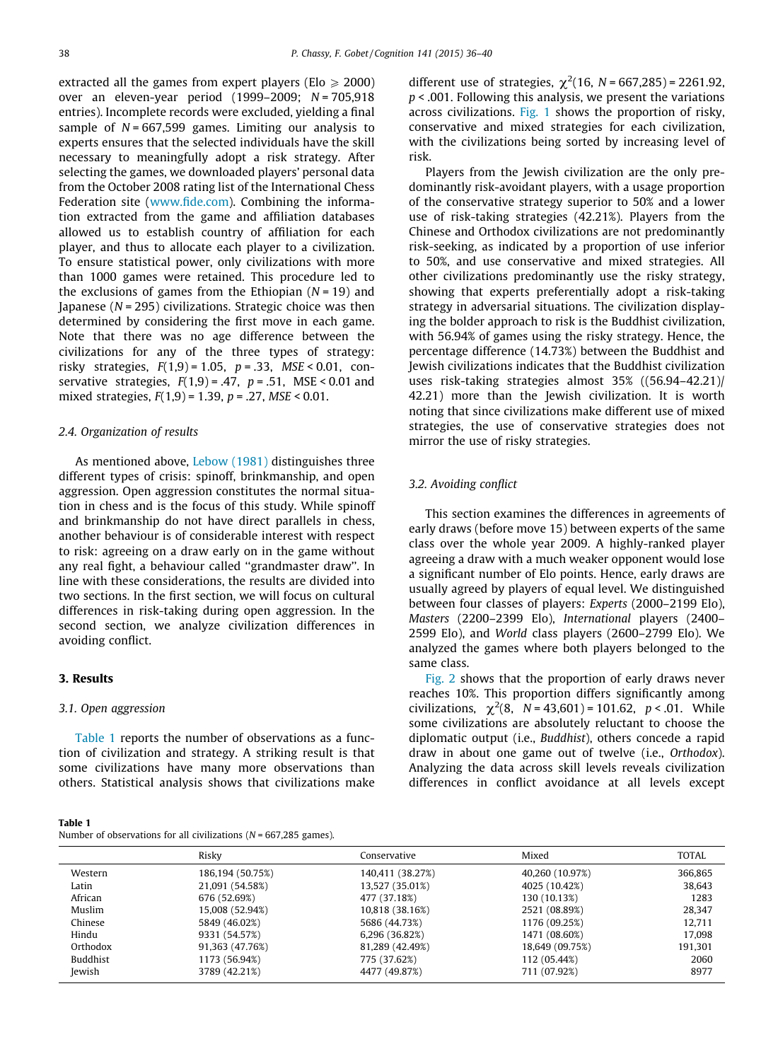extracted all the games from expert players (Elo $\geqslant$ 2000) over an eleven-year period (1999–2009; $N$ = 705,918 entries). Incomplete records were excluded, yielding a final sample of $N$ = 667,599 games. Limiting our analysis to experts ensures that the selected individuals have the skill necessary to meaningfully adopt a risk strategy. After selecting the games, we downloaded players' personal data from the October 2008 rating list of the International Chess Federation site (www.fide.com). Combining the information extracted from the game and affiliation databases allowed us to establish country of affiliation for each player, and thus to allocate each player to a civilization. To ensure statistical power, only civilizations with more than 1000 games were retained. This procedure led to the exclusions of games from the Ethiopian ($N$ = 19) and Japanese ($N$ = 295) civilizations. Strategic choice was then determined by considering the first move in each game. Note that there was no age difference between the civilizations for any of the three types of strategy: risky strategies, $F(1,9) = 1.05$, $p = .33$, $MSE < 0.01$, conservative strategies, $F(1,9) = .47$, $p = .51$, $MSE < 0.01$ and mixed strategies, $F(1,9) = 1.39$, $p = .27$, $MSE < 0.01$.

### 2.4. Organization of results

As mentioned above, Lebow (1981) distinguishes three different types of crisis: spinoff, brinkmanship, and open aggression. Open aggression constitutes the normal situation in chess and is the focus of this study. While spinoff and brinkmanship do not have direct parallels in chess, another behaviour is of considerable interest with respect to risk: agreeing on a draw early on in the game without any real fight, a behaviour called ''grandmaster draw''. In line with these considerations, the results are divided into two sections. In the first section, we will focus on cultural differences in risk-taking during open aggression. In the second section, we analyze civilization differences in avoiding conflict.

## 3. Results

### 3.1. Open aggression

Table 1 reports the number of observations as a function of civilization and strategy. A striking result is that some civilizations have many more observations than others. Statistical analysis shows that civilizations make different use of strategies, $\chi^2(16, N = 667{,}285) = 2261.92$, $p < .001$. Following this analysis, we present the variations across civilizations. Fig. 1 shows the proportion of risky, conservative and mixed strategies for each civilization, with the civilizations being sorted by increasing level of risk.

Players from the Jewish civilization are the only predominantly risk-avoidant players, with a usage proportion of the conservative strategy superior to 50% and a lower use of risk-taking strategies (42.21%). Players from the Chinese and Orthodox civilizations are not predominantly risk-seeking, as indicated by a proportion of use inferior to 50%, and use conservative and mixed strategies. All other civilizations predominantly use the risky strategy, showing that experts preferentially adopt a risk-taking strategy in adversarial situations. The civilization displaying the bolder approach to risk is the Buddhist civilization, with 56.94% of games using the risky strategy. Hence, the percentage difference (14.73%) between the Buddhist and Jewish civilizations indicates that the Buddhist civilization uses risk-taking strategies almost 35% ((56.94–42.21)/42.21) more than the Jewish civilization. It is worth noting that since civilizations make different use of mixed strategies, the use of conservative strategies does not mirror the use of risky strategies.

### 3.2. Avoiding conflict

This section examines the differences in agreements of early draws (before move 15) between experts of the same class over the whole year 2009. A highly-ranked player agreeing a draw with a much weaker opponent would lose a significant number of Elo points. Hence, early draws are usually agreed by players of equal level. We distinguished between four classes of players: *Experts* (2000–2199 Elo), *Masters* (2200–2399 Elo), *International* players (2400–2599 Elo), and *World* class players (2600–2799 Elo). We analyzed the games where both players belonged to the same class.

Fig. 2 shows that the proportion of early draws never reaches 10%. This proportion differs significantly among civilizations, $\chi^2(8, N = 43{,}601) = 101.62$, $p < .01$. While some civilizations are absolutely reluctant to choose the diplomatic output (i.e., *Buddhist*), others concede a rapid draw in about one game out of twelve (i.e., *Orthodox*). Analyzing the data across skill levels reveals civilization differences in conflict avoidance at all levels except

**Table 1**
Number of observations for all civilizations ($N$ = 667,285 games).

| | Risky | Conservative | Mixed | TOTAL |
|---|---|---|---|---|
| Western | 186,194 (50.75%) | 140,411 (38.27%) | 40,260 (10.97%) | 366,865 |
| Latin | 21,091 (54.58%) | 13,527 (35.01%) | 4025 (10.42%) | 38,643 |
| African | 676 (52.69%) | 477 (37.18%) | 130 (10.13%) | 1283 |
| Muslim | 15,008 (52.94%) | 10,818 (38.16%) | 2521 (08.89%) | 28,347 |
| Chinese | 5849 (46.02%) | 5686 (44.73%) | 1176 (09.25%) | 12,711 |
| Hindu | 9331 (54.57%) | 6,296 (36.82%) | 1471 (08.60%) | 17,098 |
| Orthodox | 91,363 (47.76%) | 81,289 (42.49%) | 18,649 (09.75%) | 191,301 |
| Buddhist | 1173 (56.94%) | 775 (37.62%) | 112 (05.44%) | 2060 |
| Jewish | 3789 (42.21%) | 4477 (49.87%) | 711 (07.92%) | 8977 |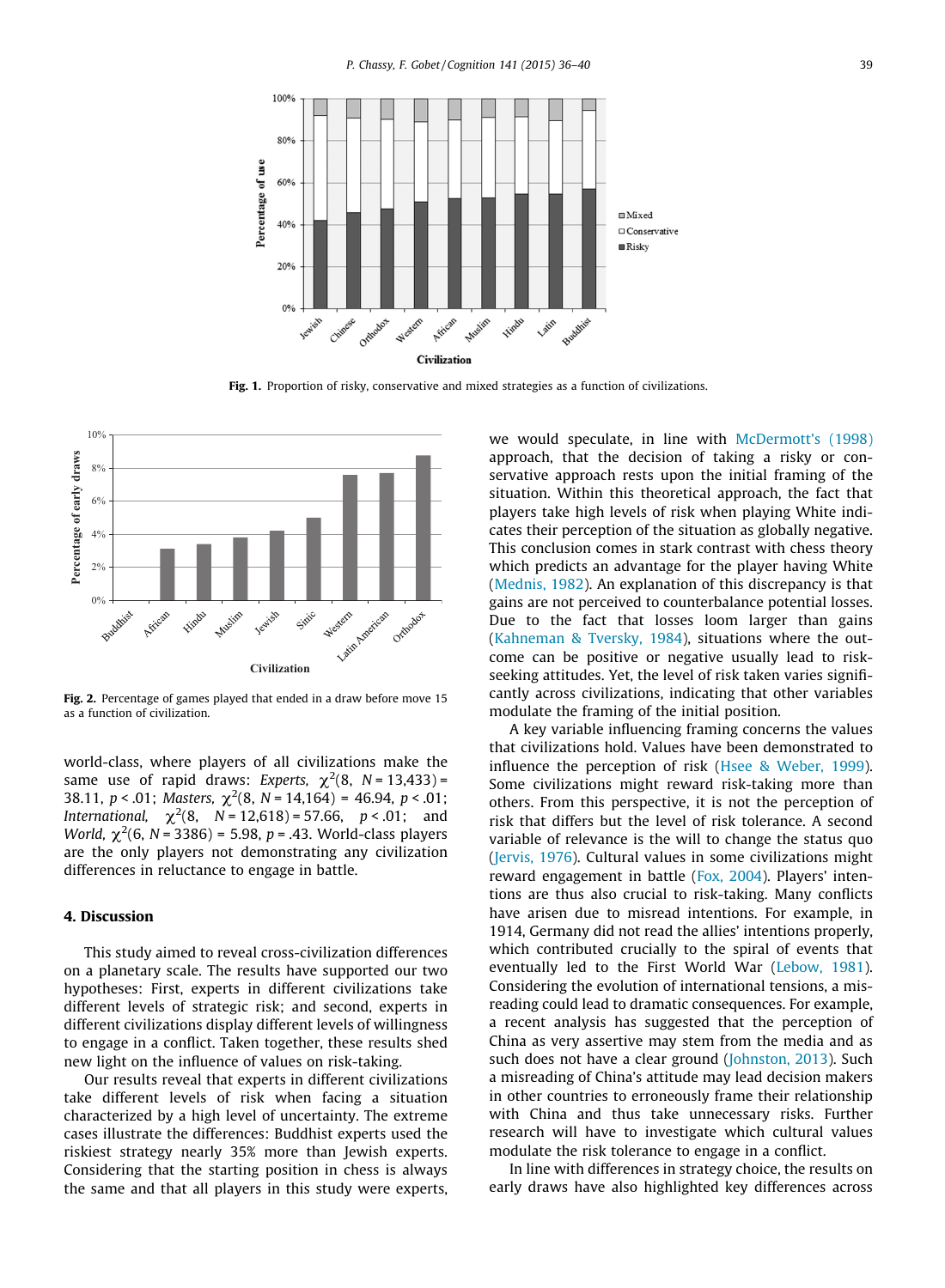Fig. 1. Proportion of risky, conservative and mixed strategies as a function of civilizations.

Fig. 2. Percentage of games played that ended in a draw before move 15 as a function of civilization.

world-class, where players of all civilizations make the same use of rapid draws: *Experts*, $\chi^2(8,\ N = 13{,}433) = 38.11,\ p < .01$; *Masters*, $\chi^2(8,\ N = 14{,}164) = 46.94,\ p < .01$; *International*, $\chi^2(8,\ N = 12{,}618) = 57.66,\ p < .01$; and *World*, $\chi^2(6,\ N = 3386) = 5.98,\ p = .43$. World-class players are the only players not demonstrating any civilization differences in reluctance to engage in battle.

## 4. Discussion

This study aimed to reveal cross-civilization differences on a planetary scale. The results have supported our two hypotheses: First, experts in different civilizations take different levels of strategic risk; and second, experts in different civilizations display different levels of willingness to engage in a conflict. Taken together, these results shed new light on the influence of values on risk-taking.

Our results reveal that experts in different civilizations take different levels of risk when facing a situation characterized by a high level of uncertainty. The extreme cases illustrate the differences: Buddhist experts used the riskiest strategy nearly 35% more than Jewish experts. Considering that the starting position in chess is always the same and that all players in this study were experts, we would speculate, in line with McDermott's (1998) approach, that the decision of taking a risky or conservative approach rests upon the initial framing of the situation. Within this theoretical approach, the fact that players take high levels of risk when playing White indicates their perception of the situation as globally negative. This conclusion comes in stark contrast with chess theory which predicts an advantage for the player having White (Mednis, 1982). An explanation of this discrepancy is that gains are not perceived to counterbalance potential losses. Due to the fact that losses loom larger than gains (Kahneman & Tversky, 1984), situations where the outcome can be positive or negative usually lead to risk-seeking attitudes. Yet, the level of risk taken varies significantly across civilizations, indicating that other variables modulate the framing of the initial position.

A key variable influencing framing concerns the values that civilizations hold. Values have been demonstrated to influence the perception of risk (Hsee & Weber, 1999). Some civilizations might reward risk-taking more than others. From this perspective, it is not the perception of risk that differs but the level of risk tolerance. A second variable of relevance is the will to change the status quo (Jervis, 1976). Cultural values in some civilizations might reward engagement in battle (Fox, 2004). Players' intentions are thus also crucial to risk-taking. Many conflicts have arisen due to misread intentions. For example, in 1914, Germany did not read the allies' intentions properly, which contributed crucially to the spiral of events that eventually led to the First World War (Lebow, 1981). Considering the evolution of international tensions, a misreading could lead to dramatic consequences. For example, a recent analysis has suggested that the perception of China as very assertive may stem from the media and as such does not have a clear ground (Johnston, 2013). Such a misreading of China's attitude may lead decision makers in other countries to erroneously frame their relationship with China and thus take unnecessary risks. Further research will have to investigate which cultural values modulate the risk tolerance to engage in a conflict.

In line with differences in strategy choice, the results on early draws have also highlighted key differences across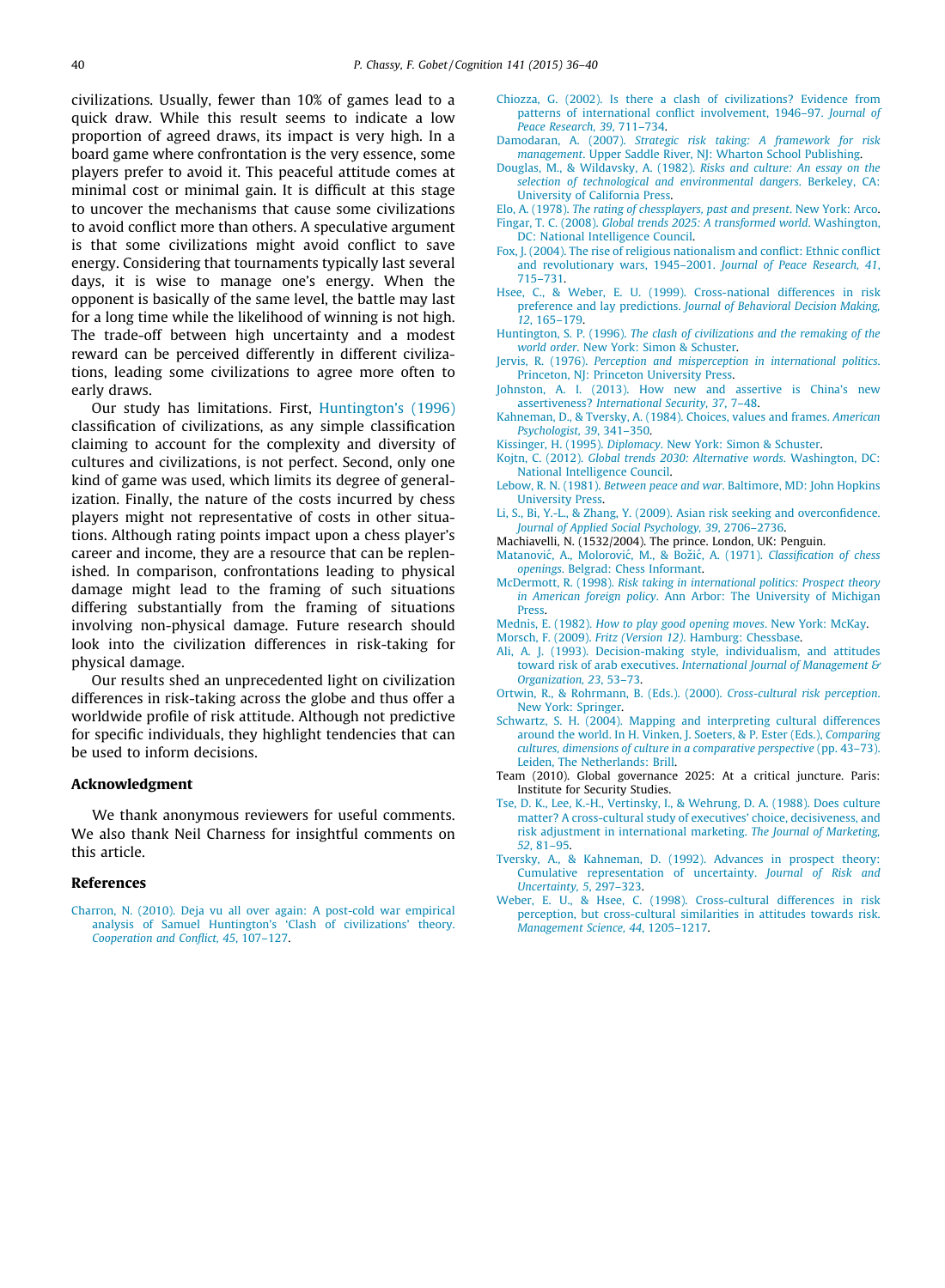civilizations. Usually, fewer than 10% of games lead to a quick draw. While this result seems to indicate a low proportion of agreed draws, its impact is very high. In a board game where confrontation is the very essence, some players prefer to avoid it. This peaceful attitude comes at minimal cost or minimal gain. It is difficult at this stage to uncover the mechanisms that cause some civilizations to avoid conflict more than others. A speculative argument is that some civilizations might avoid conflict to save energy. Considering that tournaments typically last several days, it is wise to manage one's energy. When the opponent is basically of the same level, the battle may last for a long time while the likelihood of winning is not high. The trade-off between high uncertainty and a modest reward can be perceived differently in different civilizations, leading some civilizations to agree more often to early draws.

Our study has limitations. First, Huntington's (1996) classification of civilizations, as any simple classification claiming to account for the complexity and diversity of cultures and civilizations, is not perfect. Second, only one kind of game was used, which limits its degree of generalization. Finally, the nature of the costs incurred by chess players might not representative of costs in other situations. Although rating points impact upon a chess player's career and income, they are a resource that can be replenished. In comparison, confrontations leading to physical damage might lead to the framing of such situations differing substantially from the framing of situations involving non-physical damage. Future research should look into the civilization differences in risk-taking for physical damage.

Our results shed an unprecedented light on civilization differences in risk-taking across the globe and thus offer a worldwide profile of risk attitude. Although not predictive for specific individuals, they highlight tendencies that can be used to inform decisions.

## Acknowledgment

We thank anonymous reviewers for useful comments. We also thank Neil Charness for insightful comments on this article.

## References

Charron, N. (2010). Deja vu all over again: A post-cold war empirical analysis of Samuel Huntington's 'Clash of civilizations' theory. *Cooperation and Conflict, 45*, 107–127.

Chiozza, G. (2002). Is there a clash of civilizations? Evidence from patterns of international conflict involvement, 1946–97. *Journal of Peace Research, 39*, 711–734.

Damodaran, A. (2007). *Strategic risk taking: A framework for risk management*. Upper Saddle River, NJ: Wharton School Publishing.

Douglas, M., & Wildavsky, A. (1982). *Risks and culture: An essay on the selection of technological and environmental dangers*. Berkeley, CA: University of California Press.

Elo, A. (1978). *The rating of chessplayers, past and present*. New York: Arco.

Fingar, T. C. (2008). *Global trends 2025: A transformed world*. Washington, DC: National Intelligence Council.

Fox, J. (2004). The rise of religious nationalism and conflict: Ethnic conflict and revolutionary wars, 1945–2001. *Journal of Peace Research, 41*, 715–731.

Hsee, C., & Weber, E. U. (1999). Cross-national differences in risk preference and lay predictions. *Journal of Behavioral Decision Making, 12*, 165–179.

Huntington, S. P. (1996). *The clash of civilizations and the remaking of the world order*. New York: Simon & Schuster.

Jervis, R. (1976). *Perception and misperception in international politics*. Princeton, NJ: Princeton University Press.

Johnston, A. I. (2013). How new and assertive is China's new assertiveness? *International Security, 37*, 7–48.

Kahneman, D., & Tversky, A. (1984). Choices, values and frames. *American Psychologist, 39*, 341–350.

Kissinger, H. (1995). *Diplomacy*. New York: Simon & Schuster.

Kojtn, C. (2012). *Global trends 2030: Alternative words*. Washington, DC: National Intelligence Council.

Lebow, R. N. (1981). *Between peace and war*. Baltimore, MD: John Hopkins University Press.

Li, S., Bi, Y.-L., & Zhang, Y. (2009). Asian risk seeking and overconfidence. *Journal of Applied Social Psychology, 39*, 2706–2736.

Machiavelli, N. (1532/2004). The prince. London, UK: Penguin.

Matanović, A., Molorović, M., & Božić, A. (1971). *Classification of chess openings*. Belgrad: Chess Informant.

McDermott, R. (1998). *Risk taking in international politics: Prospect theory in American foreign policy*. Ann Arbor: The University of Michigan Press.

Mednis, E. (1982). *How to play good opening moves*. New York: McKay.

Morsch, F. (2009). *Fritz (Version 12)*. Hamburg: Chessbase.

Ali, A. J. (1993). Decision-making style, individualism, and attitudes toward risk of arab executives. *International Journal of Management & Organization, 23*, 53–73.

Ortwin, R., & Rohrmann, B. (Eds.). (2000). *Cross-cultural risk perception*. New York: Springer.

Schwartz, S. H. (2004). Mapping and interpreting cultural differences around the world. In H. Vinken, J. Soeters, & P. Ester (Eds.), *Comparing cultures, dimensions of culture in a comparative perspective* (pp. 43–73). Leiden, The Netherlands: Brill.

Team (2010). Global governance 2025: At a critical juncture. Paris: Institute for Security Studies.

Tse, D. K., Lee, K.-H., Vertinsky, I., & Wehrung, D. A. (1988). Does culture matter? A cross-cultural study of executives' choice, decisiveness, and risk adjustment in international marketing. *The Journal of Marketing, 52*, 81–95.

Tversky, A., & Kahneman, D. (1992). Advances in prospect theory: Cumulative representation of uncertainty. *Journal of Risk and Uncertainty, 5*, 297–323.

Weber, E. U., & Hsee, C. (1998). Cross-cultural differences in risk perception, but cross-cultural similarities in attitudes towards risk. *Management Science, 44*, 1205–1217.